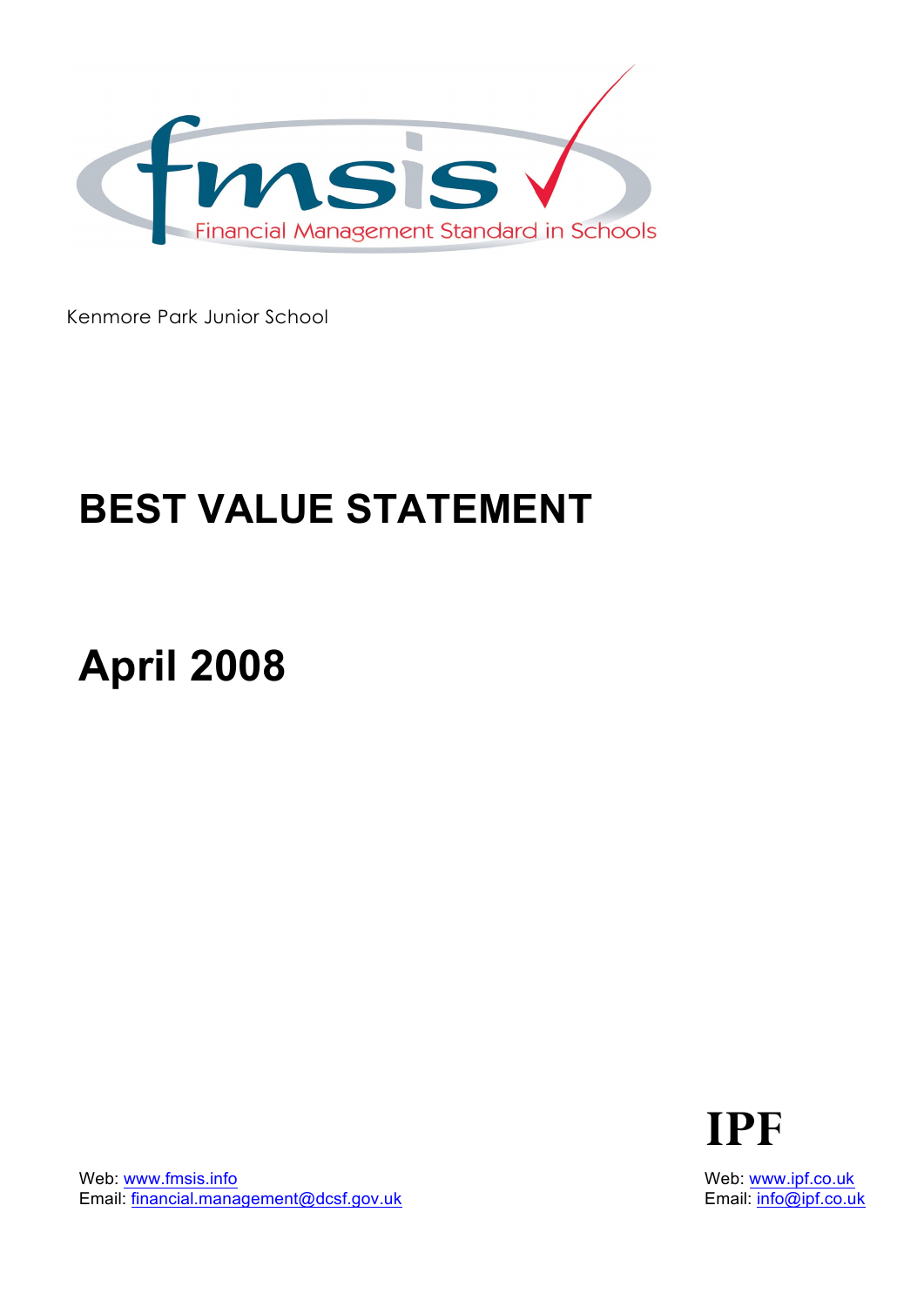fmsis

Financial Management Standard in Schools

Kenmore Park Junior School

# BEST VALUE STATEMENT

# April 2008

Web: www.fmsis.info
Email: financial.management@dcsf.gov.uk

IPF

Web: www.ipf.co.uk
Email: info@ipf.co.uk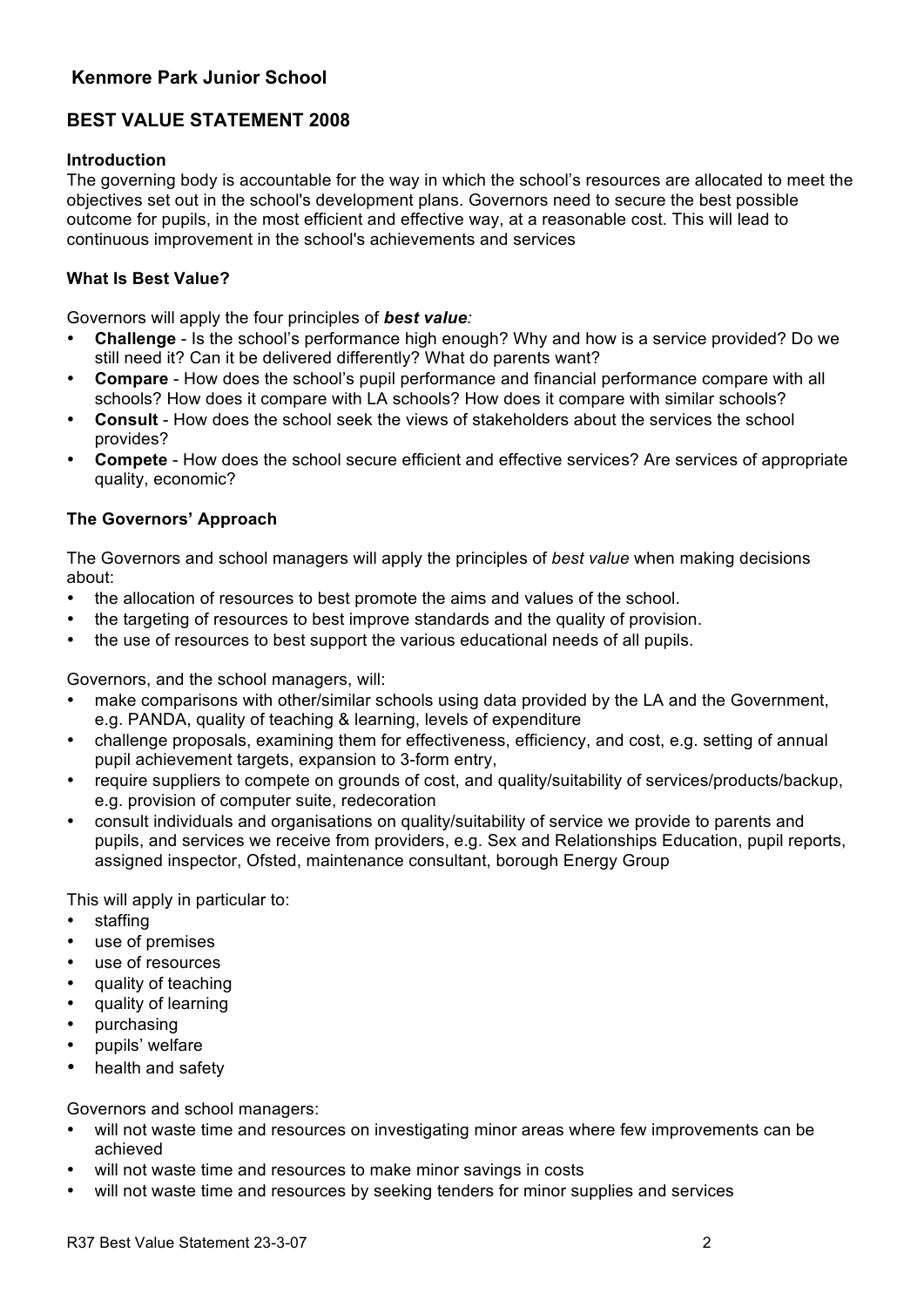## Kenmore Park Junior School

## BEST VALUE STATEMENT 2008

### Introduction

The governing body is accountable for the way in which the school's resources are allocated to meet the objectives set out in the school's development plans. Governors need to secure the best possible outcome for pupils, in the most efficient and effective way, at a reasonable cost. This will lead to continuous improvement in the school's achievements and services

### What Is Best Value?

Governors will apply the four principles of ***best value**:*

- **Challenge** - Is the school's performance high enough? Why and how is a service provided? Do we still need it? Can it be delivered differently? What do parents want?
- **Compare** - How does the school's pupil performance and financial performance compare with all schools? How does it compare with LA schools? How does it compare with similar schools?
- **Consult** - How does the school seek the views of stakeholders about the services the school provides?
- **Compete** - How does the school secure efficient and effective services? Are services of appropriate quality, economic?

### The Governors' Approach

The Governors and school managers will apply the principles of *best value* when making decisions about:

- the allocation of resources to best promote the aims and values of the school.
- the targeting of resources to best improve standards and the quality of provision.
- the use of resources to best support the various educational needs of all pupils.

Governors, and the school managers, will:

- make comparisons with other/similar schools using data provided by the LA and the Government, e.g. PANDA, quality of teaching & learning, levels of expenditure
- challenge proposals, examining them for effectiveness, efficiency, and cost, e.g. setting of annual pupil achievement targets, expansion to 3-form entry,
- require suppliers to compete on grounds of cost, and quality/suitability of services/products/backup, e.g. provision of computer suite, redecoration
- consult individuals and organisations on quality/suitability of service we provide to parents and pupils, and services we receive from providers, e.g. Sex and Relationships Education, pupil reports, assigned inspector, Ofsted, maintenance consultant, borough Energy Group

This will apply in particular to:

- staffing
- use of premises
- use of resources
- quality of teaching
- quality of learning
- purchasing
- pupils' welfare
- health and safety

Governors and school managers:

- will not waste time and resources on investigating minor areas where few improvements can be achieved
- will not waste time and resources to make minor savings in costs
- will not waste time and resources by seeking tenders for minor supplies and services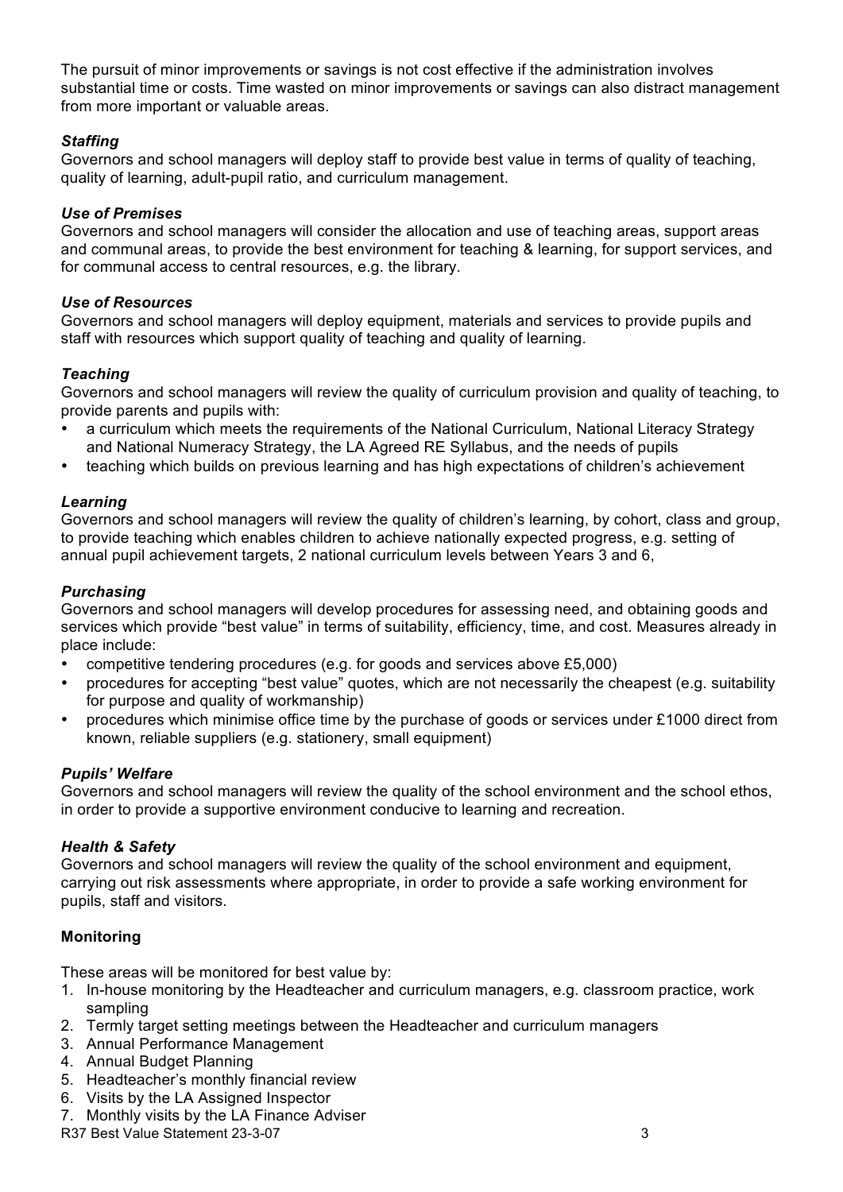The pursuit of minor improvements or savings is not cost effective if the administration involves substantial time or costs. Time wasted on minor improvements or savings can also distract management from more important or valuable areas.

***Staffing***
Governors and school managers will deploy staff to provide best value in terms of quality of teaching, quality of learning, adult-pupil ratio, and curriculum management.

***Use of Premises***
Governors and school managers will consider the allocation and use of teaching areas, support areas and communal areas, to provide the best environment for teaching & learning, for support services, and for communal access to central resources, e.g. the library.

***Use of Resources***
Governors and school managers will deploy equipment, materials and services to provide pupils and staff with resources which support quality of teaching and quality of learning.

***Teaching***
Governors and school managers will review the quality of curriculum provision and quality of teaching, to provide parents and pupils with:

- a curriculum which meets the requirements of the National Curriculum, National Literacy Strategy and National Numeracy Strategy, the LA Agreed RE Syllabus, and the needs of pupils
- teaching which builds on previous learning and has high expectations of children's achievement

***Learning***
Governors and school managers will review the quality of children's learning, by cohort, class and group, to provide teaching which enables children to achieve nationally expected progress, e.g. setting of annual pupil achievement targets, 2 national curriculum levels between Years 3 and 6,

***Purchasing***
Governors and school managers will develop procedures for assessing need, and obtaining goods and services which provide "best value" in terms of suitability, efficiency, time, and cost. Measures already in place include:

- competitive tendering procedures (e.g. for goods and services above £5,000)
- procedures for accepting "best value" quotes, which are not necessarily the cheapest (e.g. suitability for purpose and quality of workmanship)
- procedures which minimise office time by the purchase of goods or services under £1000 direct from known, reliable suppliers (e.g. stationery, small equipment)

***Pupils' Welfare***
Governors and school managers will review the quality of the school environment and the school ethos, in order to provide a supportive environment conducive to learning and recreation.

***Health & Safety***
Governors and school managers will review the quality of the school environment and equipment, carrying out risk assessments where appropriate, in order to provide a safe working environment for pupils, staff and visitors.

**Monitoring**

These areas will be monitored for best value by:

1. In-house monitoring by the Headteacher and curriculum managers, e.g. classroom practice, work sampling
2. Termly target setting meetings between the Headteacher and curriculum managers
3. Annual Performance Management
4. Annual Budget Planning
5. Headteacher's monthly financial review
6. Visits by the LA Assigned Inspector
7. Monthly visits by the LA Finance Adviser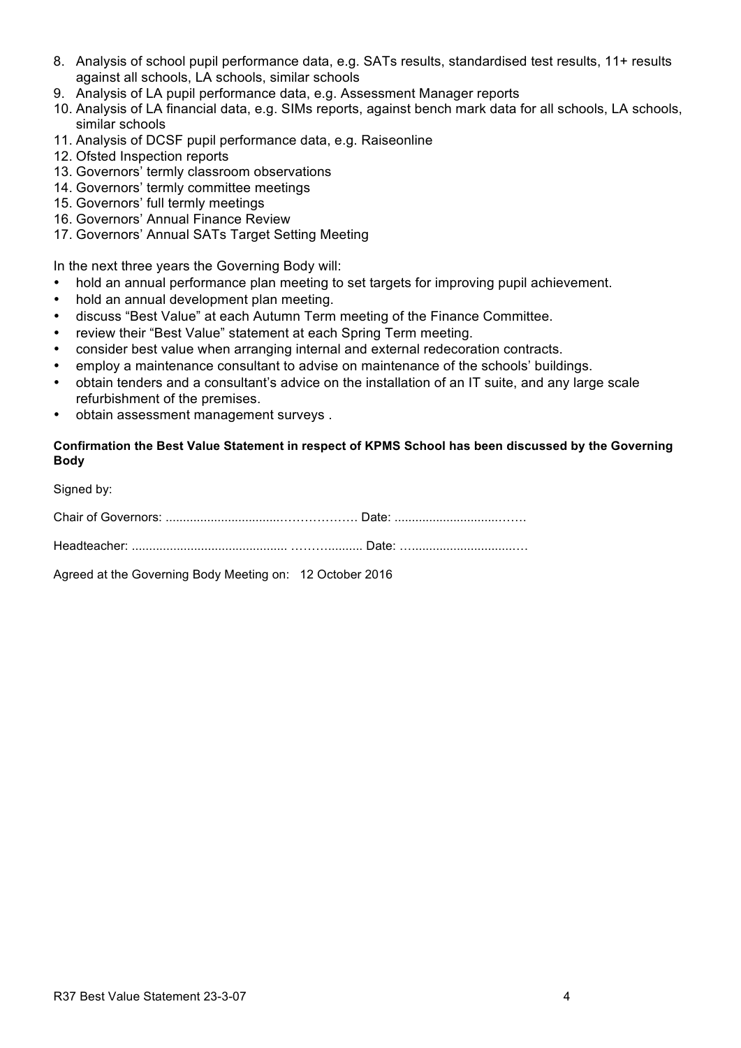8. Analysis of school pupil performance data, e.g. SATs results, standardised test results, 11+ results against all schools, LA schools, similar schools
9. Analysis of LA pupil performance data, e.g. Assessment Manager reports
10. Analysis of LA financial data, e.g. SIMs reports, against bench mark data for all schools, LA schools, similar schools
11. Analysis of DCSF pupil performance data, e.g. Raiseonline
12. Ofsted Inspection reports
13. Governors' termly classroom observations
14. Governors' termly committee meetings
15. Governors' full termly meetings
16. Governors' Annual Finance Review
17. Governors' Annual SATs Target Setting Meeting

In the next three years the Governing Body will:

- hold an annual performance plan meeting to set targets for improving pupil achievement.
- hold an annual development plan meeting.
- discuss "Best Value" at each Autumn Term meeting of the Finance Committee.
- review their "Best Value" statement at each Spring Term meeting.
- consider best value when arranging internal and external redecoration contracts.
- employ a maintenance consultant to advise on maintenance of the schools' buildings.
- obtain tenders and a consultant's advice on the installation of an IT suite, and any large scale refurbishment of the premises.
- obtain assessment management surveys .

**Confirmation the Best Value Statement in respect of KPMS School has been discussed by the Governing Body**

Signed by:

Chair of Governors: ..................................………………. Date: ..................................……

Headteacher: .............................................. ……….......... Date: …...............................…

Agreed at the Governing Body Meeting on: 12 October 2016